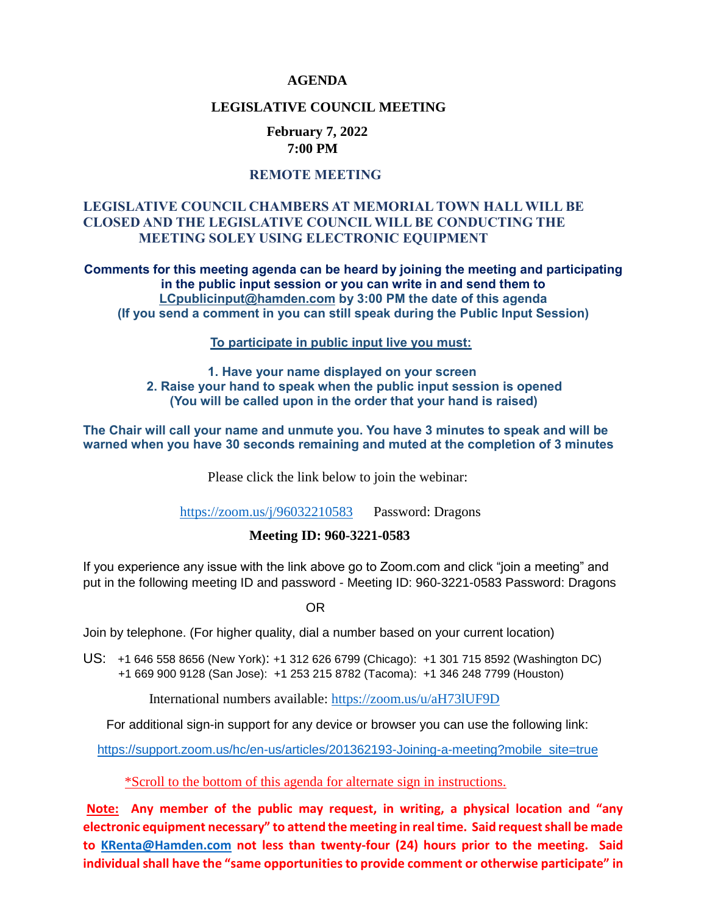# AGENDA

## LEGISLATIVE COUNCIL MEETING

**February 7, 2022**
**7:00 PM**

**REMOTE MEETING**

**LEGISLATIVE COUNCIL CHAMBERS AT MEMORIAL TOWN HALL WILL BE CLOSED AND THE LEGISLATIVE COUNCIL WILL BE CONDUCTING THE MEETING SOLEY USING ELECTRONIC EQUIPMENT**

**Comments for this meeting agenda can be heard by joining the meeting and participating in the public input session or you can write in and send them to [LCpublicinput@hamden.com](mailto:LCpublicinput@hamden.com) by 3:00 PM the date of this agenda (If you send a comment in you can still speak during the Public Input Session)**

**To participate in public input live you must:**

**1. Have your name displayed on your screen**
**2. Raise your hand to speak when the public input session is opened (You will be called upon in the order that your hand is raised)**

**The Chair will call your name and unmute you. You have 3 minutes to speak and will be warned when you have 30 seconds remaining and muted at the completion of 3 minutes**

Please click the link below to join the webinar:

https://zoom.us/j/96032210583    Password: Dragons

**Meeting ID: 960-3221-0583**

If you experience any issue with the link above go to Zoom.com and click "join a meeting" and put in the following meeting ID and password - Meeting ID: 960-3221-0583 Password: Dragons

OR

Join by telephone. (For higher quality, dial a number based on your current location)

US: +1 646 558 8656 (New York): +1 312 626 6799 (Chicago): +1 301 715 8592 (Washington DC) +1 669 900 9128 (San Jose): +1 253 215 8782 (Tacoma): +1 346 248 7799 (Houston)

International numbers available: https://zoom.us/u/aH73lUF9D

For additional sign-in support for any device or browser you can use the following link:

https://support.zoom.us/hc/en-us/articles/201362193-Joining-a-meeting?mobile_site=true

*Scroll to the bottom of this agenda for alternate sign in instructions.

**Note: Any member of the public may request, in writing, a physical location and "any electronic equipment necessary" to attend the meeting in real time. Said request shall be made to [KRenta@Hamden.com](mailto:KRenta@Hamden.com) not less than twenty-four (24) hours prior to the meeting. Said individual shall have the "same opportunities to provide comment or otherwise participate" in**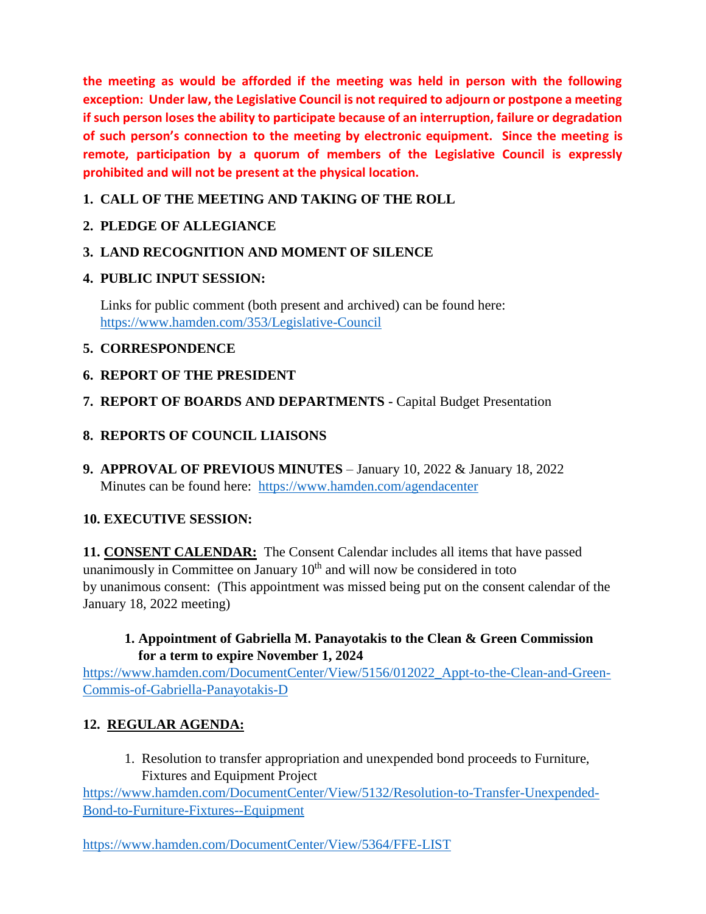**the meeting as would be afforded if the meeting was held in person with the following exception: Under law, the Legislative Council is not required to adjourn or postpone a meeting if such person loses the ability to participate because of an interruption, failure or degradation of such person's connection to the meeting by electronic equipment. Since the meeting is remote, participation by a quorum of members of the Legislative Council is expressly prohibited and will not be present at the physical location.**

1. **CALL OF THE MEETING AND TAKING OF THE ROLL**
2. **PLEDGE OF ALLEGIANCE**
3. **LAND RECOGNITION AND MOMENT OF SILENCE**
4. **PUBLIC INPUT SESSION:**

   Links for public comment (both present and archived) can be found here: https://www.hamden.com/353/Legislative-Council

5. **CORRESPONDENCE**
6. **REPORT OF THE PRESIDENT**
7. **REPORT OF BOARDS AND DEPARTMENTS -** Capital Budget Presentation
8. **REPORTS OF COUNCIL LIAISONS**
9. **APPROVAL OF PREVIOUS MINUTES** – January 10, 2022 & January 18, 2022
   Minutes can be found here: https://www.hamden.com/agendacenter

**10. EXECUTIVE SESSION:**

**11. <u>CONSENT CALENDAR:</u>** The Consent Calendar includes all items that have passed unanimously in Committee on January 10th and will now be considered in toto by unanimous consent: (This appointment was missed being put on the consent calendar of the January 18, 2022 meeting)

1. **Appointment of Gabriella M. Panayotakis to the Clean & Green Commission for a term to expire November 1, 2024**

https://www.hamden.com/DocumentCenter/View/5156/012022_Appt-to-the-Clean-and-Green-Commis-of-Gabriella-Panayotakis-D

**12. <u>REGULAR AGENDA:</u>**

1. Resolution to transfer appropriation and unexpended bond proceeds to Furniture, Fixtures and Equipment Project

https://www.hamden.com/DocumentCenter/View/5132/Resolution-to-Transfer-Unexpended-Bond-to-Furniture-Fixtures--Equipment

https://www.hamden.com/DocumentCenter/View/5364/FFE-LIST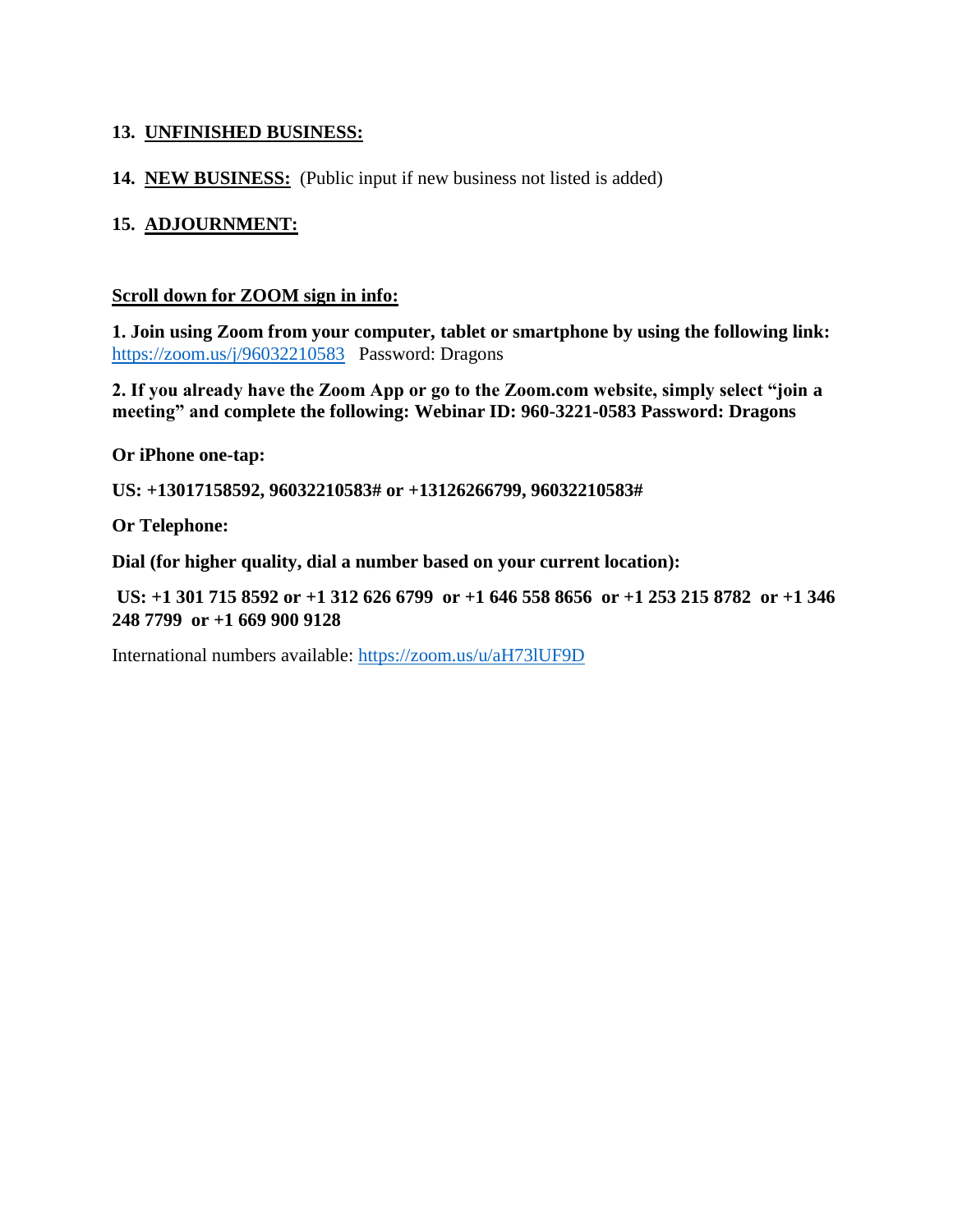**13. UNFINISHED BUSINESS:**

**14. NEW BUSINESS:** (Public input if new business not listed is added)

**15. ADJOURNMENT:**

**Scroll down for ZOOM sign in info:**

**1. Join using Zoom from your computer, tablet or smartphone by using the following link:** https://zoom.us/j/96032210583 Password: Dragons

**2. If you already have the Zoom App or go to the Zoom.com website, simply select "join a meeting" and complete the following: Webinar ID: 960-3221-0583 Password: Dragons**

**Or iPhone one-tap:**

**US: +13017158592, 96032210583# or +13126266799, 96032210583#**

**Or Telephone:**

**Dial (for higher quality, dial a number based on your current location):**

**US: +1 301 715 8592 or +1 312 626 6799 or +1 646 558 8656 or +1 253 215 8782 or +1 346 248 7799 or +1 669 900 9128**

International numbers available: https://zoom.us/u/aH73lUF9D